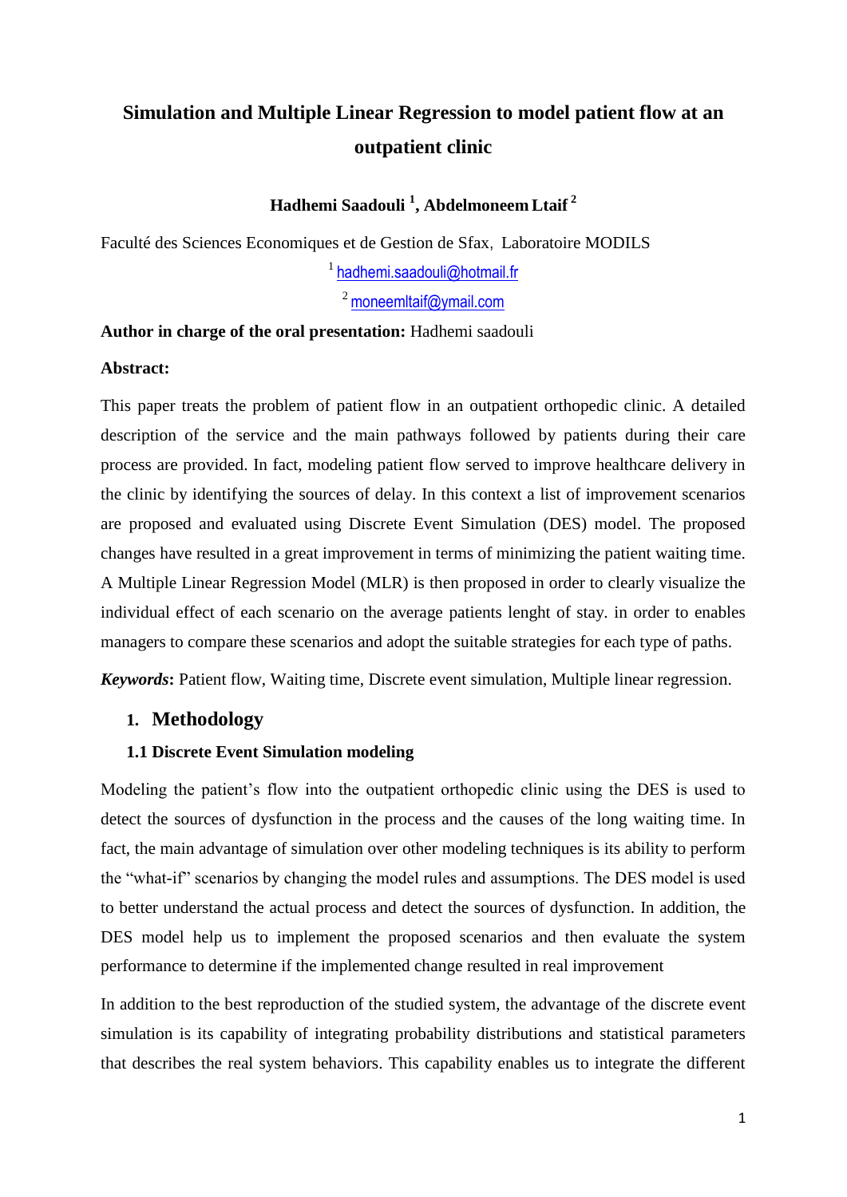# Simulation and Multiple Linear Regression to model patient flow at an outpatient clinic

**Hadhemi Saadouli [1], Abdelmoneem Ltaif [2]**

Faculté des Sciences Economiques et de Gestion de Sfax, Laboratoire MODILS

[1] hadhemi.saadouli@hotmail.fr

[2] moneemltaif@ymail.com

**Author in charge of the oral presentation:** Hadhemi saadouli

**Abstract:**

This paper treats the problem of patient flow in an outpatient orthopedic clinic. A detailed description of the service and the main pathways followed by patients during their care process are provided. In fact, modeling patient flow served to improve healthcare delivery in the clinic by identifying the sources of delay. In this context a list of improvement scenarios are proposed and evaluated using Discrete Event Simulation (DES) model. The proposed changes have resulted in a great improvement in terms of minimizing the patient waiting time. A Multiple Linear Regression Model (MLR) is then proposed in order to clearly visualize the individual effect of each scenario on the average patients lenght of stay. in order to enables managers to compare these scenarios and adopt the suitable strategies for each type of paths.

***Keywords*:** Patient flow, Waiting time, Discrete event simulation, Multiple linear regression.

## 1. Methodology

### 1.1 Discrete Event Simulation modeling

Modeling the patient's flow into the outpatient orthopedic clinic using the DES is used to detect the sources of dysfunction in the process and the causes of the long waiting time. In fact, the main advantage of simulation over other modeling techniques is its ability to perform the "what-if" scenarios by changing the model rules and assumptions. The DES model is used to better understand the actual process and detect the sources of dysfunction. In addition, the DES model help us to implement the proposed scenarios and then evaluate the system performance to determine if the implemented change resulted in real improvement

In addition to the best reproduction of the studied system, the advantage of the discrete event simulation is its capability of integrating probability distributions and statistical parameters that describes the real system behaviors. This capability enables us to integrate the different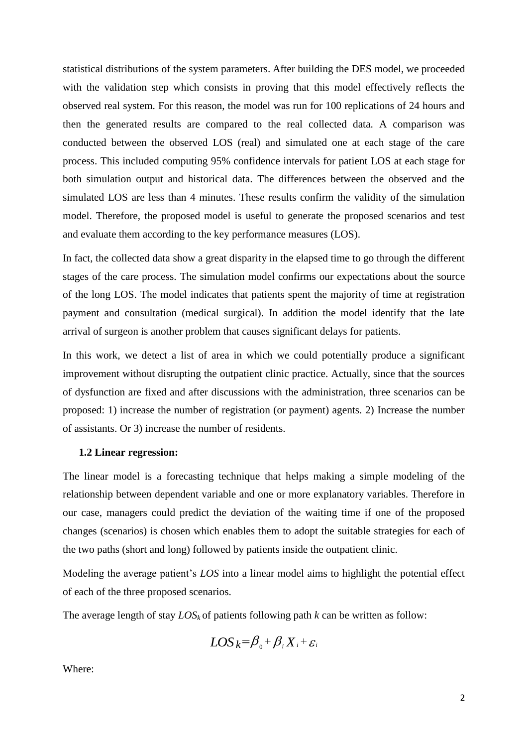statistical distributions of the system parameters. After building the DES model, we proceeded with the validation step which consists in proving that this model effectively reflects the observed real system. For this reason, the model was run for 100 replications of 24 hours and then the generated results are compared to the real collected data. A comparison was conducted between the observed LOS (real) and simulated one at each stage of the care process. This included computing 95% confidence intervals for patient LOS at each stage for both simulation output and historical data. The differences between the observed and the simulated LOS are less than 4 minutes. These results confirm the validity of the simulation model. Therefore, the proposed model is useful to generate the proposed scenarios and test and evaluate them according to the key performance measures (LOS).

In fact, the collected data show a great disparity in the elapsed time to go through the different stages of the care process. The simulation model confirms our expectations about the source of the long LOS. The model indicates that patients spent the majority of time at registration payment and consultation (medical surgical). In addition the model identify that the late arrival of surgeon is another problem that causes significant delays for patients.

In this work, we detect a list of area in which we could potentially produce a significant improvement without disrupting the outpatient clinic practice. Actually, since that the sources of dysfunction are fixed and after discussions with the administration, three scenarios can be proposed: 1) increase the number of registration (or payment) agents. 2) Increase the number of assistants. Or 3) increase the number of residents.

### 1.2 Linear regression:

The linear model is a forecasting technique that helps making a simple modeling of the relationship between dependent variable and one or more explanatory variables. Therefore in our case, managers could predict the deviation of the waiting time if one of the proposed changes (scenarios) is chosen which enables them to adopt the suitable strategies for each of the two paths (short and long) followed by patients inside the outpatient clinic.

Modeling the average patient's *LOS* into a linear model aims to highlight the potential effect of each of the three proposed scenarios.

The average length of stay $LOS_k$ of patients following path $k$ can be written as follow:

$$LOS_k = \beta_0 + \beta_i X_i + \varepsilon_i$$

Where: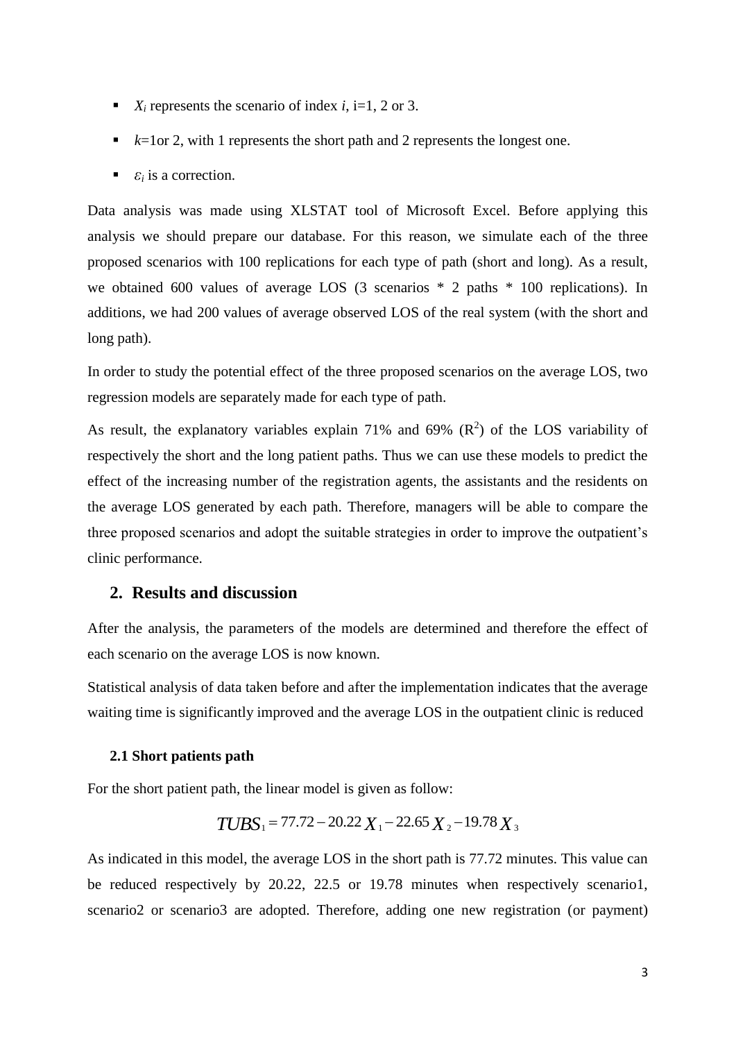- $X_i$ represents the scenario of index $i$, i=1, 2 or 3.
- $k$=1or 2, with 1 represents the short path and 2 represents the longest one.
- $\varepsilon_i$ is a correction.

Data analysis was made using XLSTAT tool of Microsoft Excel. Before applying this analysis we should prepare our database. For this reason, we simulate each of the three proposed scenarios with 100 replications for each type of path (short and long). As a result, we obtained 600 values of average LOS (3 scenarios * 2 paths * 100 replications). In additions, we had 200 values of average observed LOS of the real system (with the short and long path).

In order to study the potential effect of the three proposed scenarios on the average LOS, two regression models are separately made for each type of path.

As result, the explanatory variables explain 71% and 69% ($R^2$) of the LOS variability of respectively the short and the long patient paths. Thus we can use these models to predict the effect of the increasing number of the registration agents, the assistants and the residents on the average LOS generated by each path. Therefore, managers will be able to compare the three proposed scenarios and adopt the suitable strategies in order to improve the outpatient's clinic performance.

## 2. Results and discussion

After the analysis, the parameters of the models are determined and therefore the effect of each scenario on the average LOS is now known.

Statistical analysis of data taken before and after the implementation indicates that the average waiting time is significantly improved and the average LOS in the outpatient clinic is reduced

### 2.1 Short patients path

For the short patient path, the linear model is given as follow:

$$TUBS_1 = 77.72 - 20.22\,X_1 - 22.65\,X_2 - 19.78\,X_3$$

As indicated in this model, the average LOS in the short path is 77.72 minutes. This value can be reduced respectively by 20.22, 22.5 or 19.78 minutes when respectively scenario1, scenario2 or scenario3 are adopted. Therefore, adding one new registration (or payment)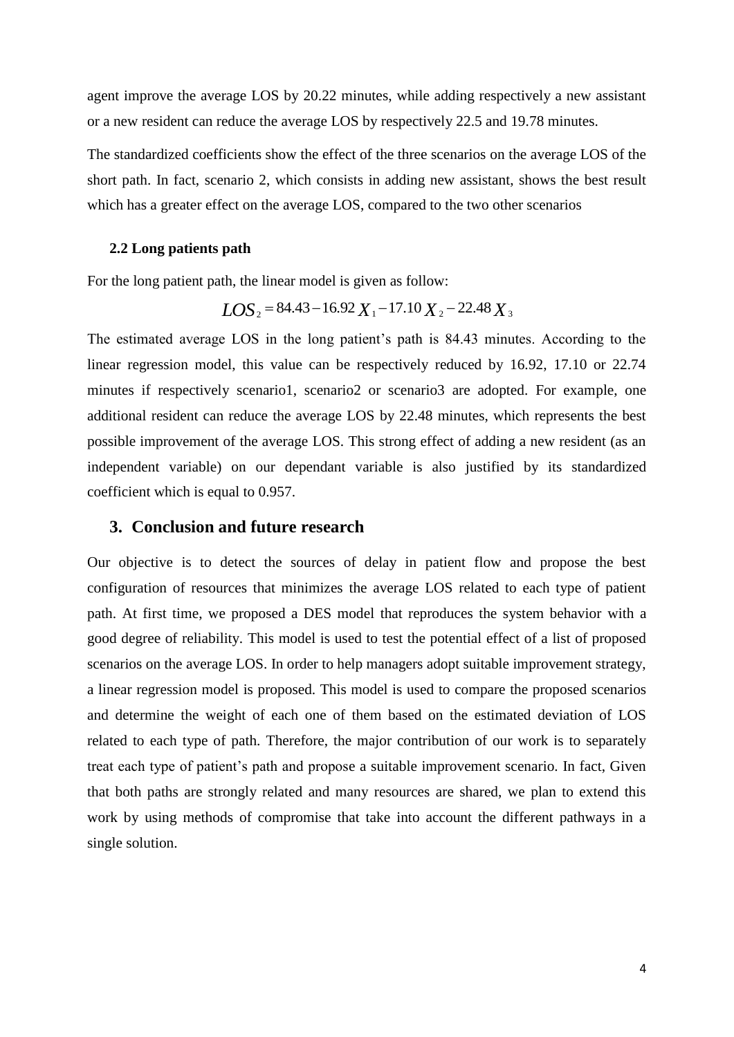agent improve the average LOS by 20.22 minutes, while adding respectively a new assistant or a new resident can reduce the average LOS by respectively 22.5 and 19.78 minutes.

The standardized coefficients show the effect of the three scenarios on the average LOS of the short path. In fact, scenario 2, which consists in adding new assistant, shows the best result which has a greater effect on the average LOS, compared to the two other scenarios

### 2.2 Long patients path

For the long patient path, the linear model is given as follow:

$$LOS_2 = 84.43 - 16.92\,X_1 - 17.10\,X_2 - 22.48\,X_3$$

The estimated average LOS in the long patient's path is 84.43 minutes. According to the linear regression model, this value can be respectively reduced by 16.92, 17.10 or 22.74 minutes if respectively scenario1, scenario2 or scenario3 are adopted. For example, one additional resident can reduce the average LOS by 22.48 minutes, which represents the best possible improvement of the average LOS. This strong effect of adding a new resident (as an independent variable) on our dependant variable is also justified by its standardized coefficient which is equal to 0.957.

## 3. Conclusion and future research

Our objective is to detect the sources of delay in patient flow and propose the best configuration of resources that minimizes the average LOS related to each type of patient path. At first time, we proposed a DES model that reproduces the system behavior with a good degree of reliability. This model is used to test the potential effect of a list of proposed scenarios on the average LOS. In order to help managers adopt suitable improvement strategy, a linear regression model is proposed. This model is used to compare the proposed scenarios and determine the weight of each one of them based on the estimated deviation of LOS related to each type of path. Therefore, the major contribution of our work is to separately treat each type of patient's path and propose a suitable improvement scenario. In fact, Given that both paths are strongly related and many resources are shared, we plan to extend this work by using methods of compromise that take into account the different pathways in a single solution.